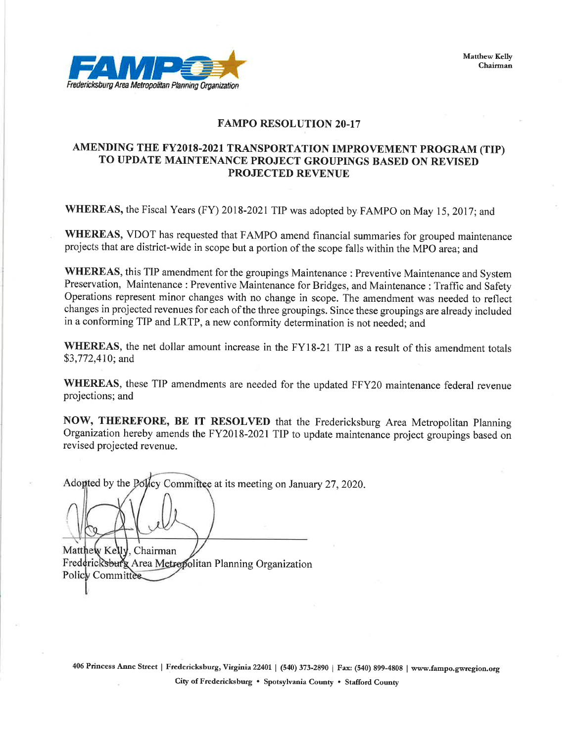Matthew Kelly
Chairman

Fredericksburg Area Metropolitan Planning Organization

## FAMPO RESOLUTION 20-17

### AMENDING THE FY2018-2021 TRANSPORTATION IMPROVEMENT PROGRAM (TIP) TO UPDATE MAINTENANCE PROJECT GROUPINGS BASED ON REVISED PROJECTED REVENUE

**WHEREAS,** the Fiscal Years (FY) 2018-2021 TIP was adopted by FAMPO on May 15, 2017; and

**WHEREAS,** VDOT has requested that FAMPO amend financial summaries for grouped maintenance projects that are district-wide in scope but a portion of the scope falls within the MPO area; and

**WHEREAS,** this TIP amendment for the groupings Maintenance : Preventive Maintenance and System Preservation, Maintenance : Preventive Maintenance for Bridges, and Maintenance : Traffic and Safety Operations represent minor changes with no change in scope. The amendment was needed to reflect changes in projected revenues for each of the three groupings. Since these groupings are already included in a conforming TIP and LRTP, a new conformity determination is not needed; and

**WHEREAS,** the net dollar amount increase in the FY18-21 TIP as a result of this amendment totals $3,772,410; and

**WHEREAS,** these TIP amendments are needed for the updated FFY20 maintenance federal revenue projections; and

**NOW, THEREFORE, BE IT RESOLVED** that the Fredericksburg Area Metropolitan Planning Organization hereby amends the FY2018-2021 TIP to update maintenance project groupings based on revised projected revenue.

Adopted by the Policy Committee at its meeting on January 27, 2020.

Matthew Kelly, Chairman
Fredericksburg Area Metropolitan Planning Organization
Policy Committee

406 Princess Anne Street | Fredericksburg, Virginia 22401 | (540) 373-2890 | Fax: (540) 899-4808 | www.fampo.gwregion.org
City of Fredericksburg • Spotsylvania County • Stafford County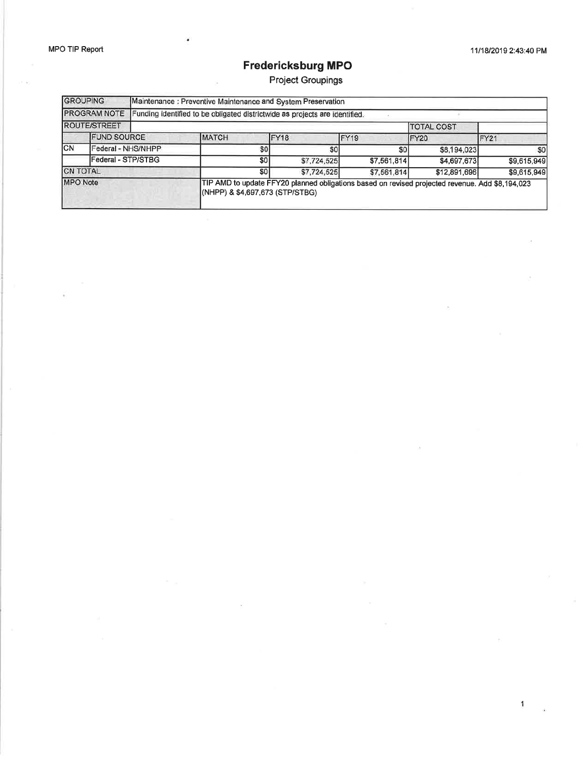# Fredericksburg MPO

## Project Groupings

| GROUPING | | Maintenance : Preventive Maintenance and System Preservation | | | | | |
|---|---|---|---|---|---|---|---|
| PROGRAM NOTE | | Funding identified to be obligated districtwide as projects are identified. | | | | | |
| ROUTE/STREET | | | | | | TOTAL COST | |
| | FUND SOURCE | | MATCH | FY18 | FY19 | FY20 | FY21 |
| CN | Federal - NHS/NHPP | | $0 | $0 | $0 | $8,194,023 | $0 |
| | Federal - STP/STBG | | $0 | $7,724,525 | $7,561,814 | $4,697,673 | $9,615,949 |
| CN TOTAL | | | $0 | $7,724,525 | $7,561,814 | $12,891,696 | $9,615,949 |
| MPO Note | | | TIP AMD to update FFY20 planned obligations based on revised projected revenue. Add $8,194,023 (NHPP) & $4,697,673 (STP/STBG) | | | | |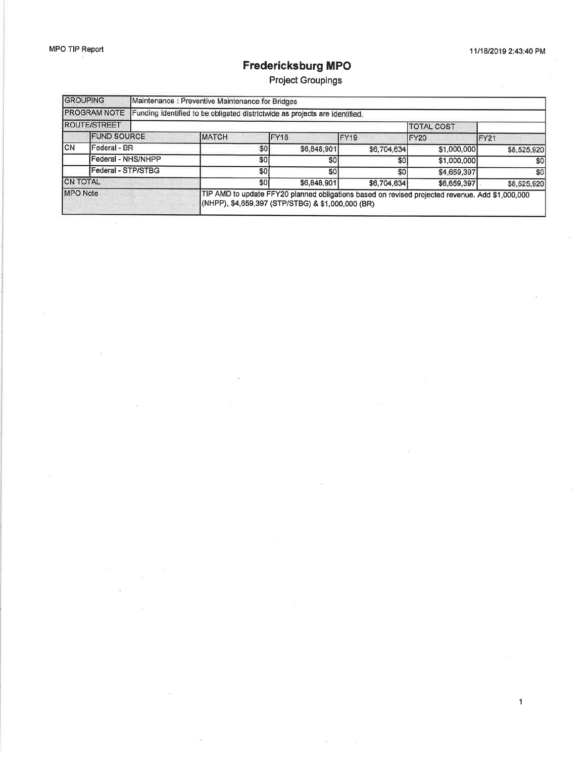# Fredericksburg MPO

Project Groupings

| GROUPING | | Maintenance : Preventive Maintenance for Bridges | | | | |
|---|---|---|---|---|---|---|
| PROGRAM NOTE | | Funding identified to be obligated districtwide as projects are identified. | | | | |
| ROUTE/STREET | | | | | TOTAL COST | |
| | FUND SOURCE | MATCH | FY18 | FY19 | FY20 | FY21 |
| CN | Federal - BR | $0 | $6,848,901 | $6,704,634 | $1,000,000 | $8,525,920 |
| | Federal - NHS/NHPP | $0 | $0 | $0 | $1,000,000 | $0 |
| | Federal - STP/STBG | $0 | $0 | $0 | $4,659,397 | $0 |
| CN TOTAL | | $0 | $6,848,901 | $6,704,634 | $6,659,397 | $6,525,920 |
| MPO Note | | TIP AMD to update FFY20 planned obligations based on revised projected revenue. Add $1,000,000 (NHPP), $4,659,397 (STP/STBG) & $1,000,000 (BR) | | | | |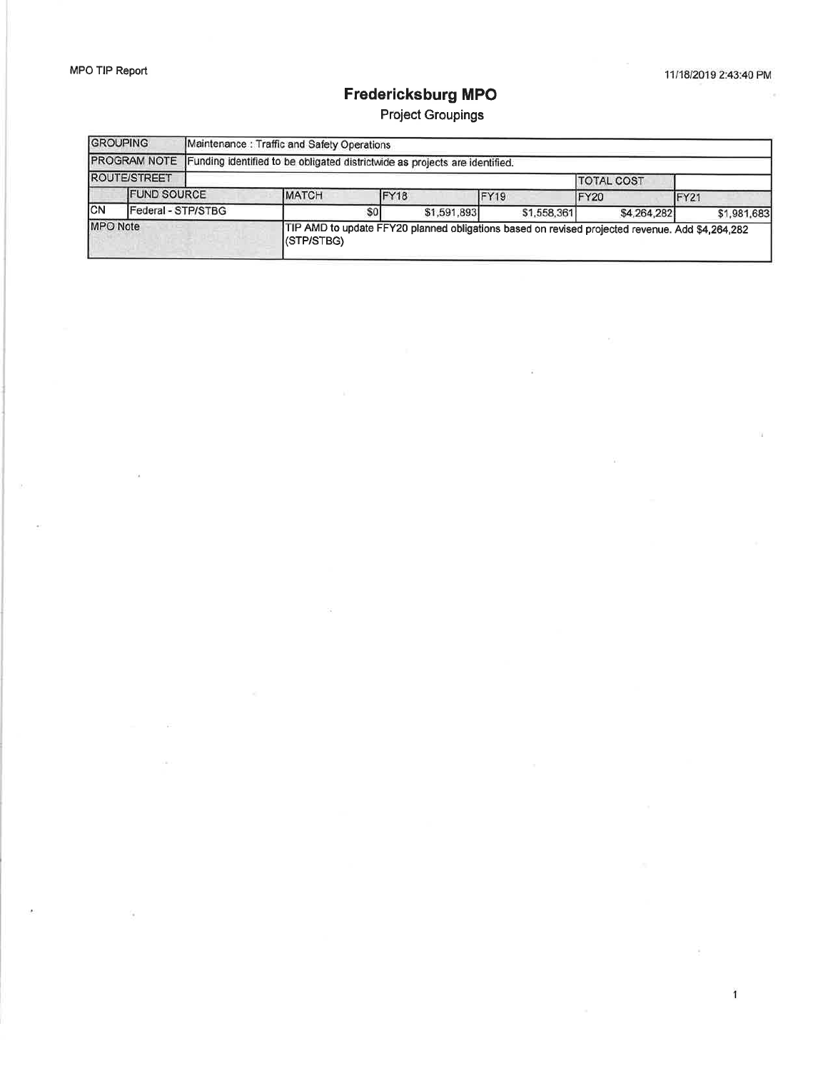# Fredericksburg MPO

## Project Groupings

| GROUPING | | Maintenance : Traffic and Safety Operations | | | | |
|---|---|---|---|---|---|---|
| PROGRAM NOTE | | Funding identified to be obligated districtwide as projects are identified. | | | | |
| ROUTE/STREET | | | | | TOTAL COST | |
| | FUND SOURCE | MATCH | FY18 | FY19 | FY20 | FY21 |
| CN | Federal - STP/STBG | $0 | $1,591,893 | $1,558,361 | $4,264,282 | $1,981,683 |
| MPO Note | | TIP AMD to update FFY20 planned obligations based on revised projected revenue. Add $4,264,282 (STP/STBG) | | | | |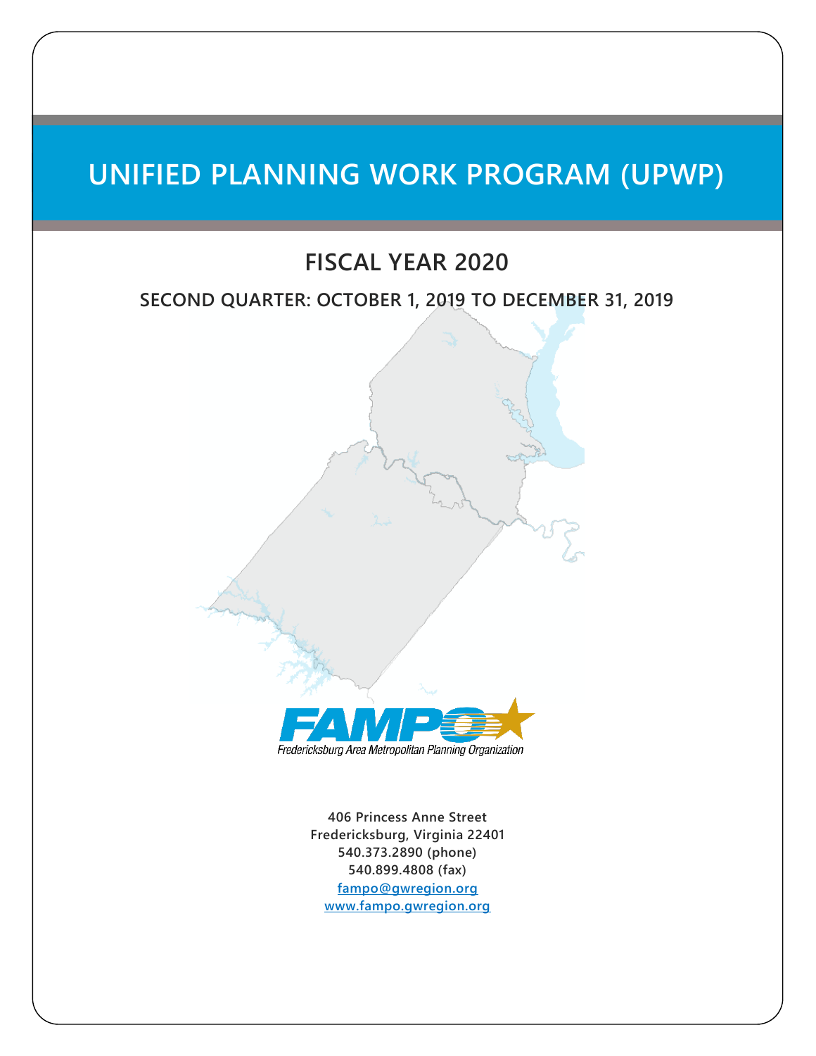# UNIFIED PLANNING WORK PROGRAM (UPWP)

## FISCAL YEAR 2020

### SECOND QUARTER: OCTOBER 1, 2019 TO DECEMBER 31, 2019

Fredericksburg Area Metropolitan Planning Organization

**406 Princess Anne Street**
**Fredericksburg, Virginia 22401**
**540.373.2890 (phone)**
**540.899.4808 (fax)**
**fampo@gwregion.org**
**www.fampo.gwregion.org**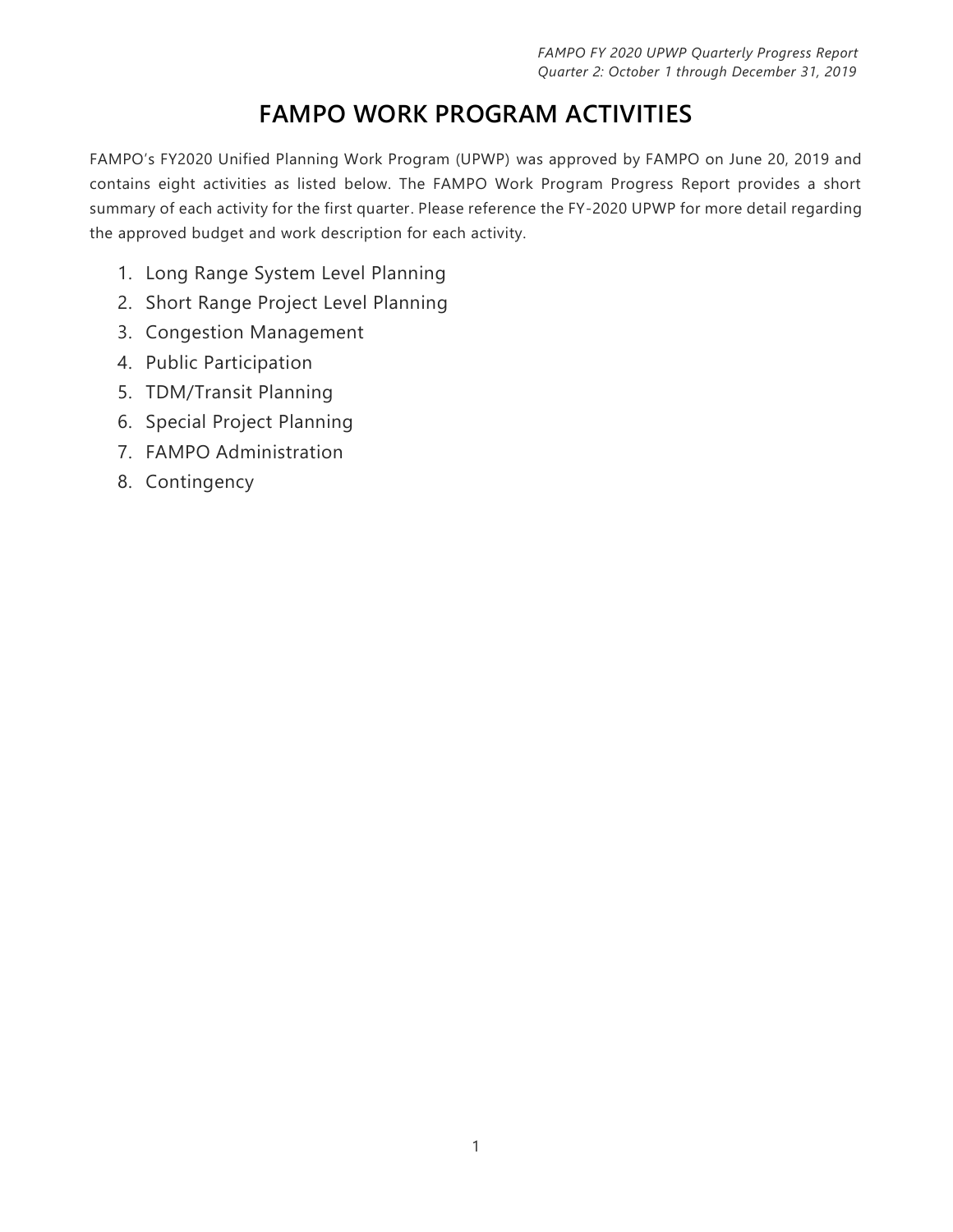# FAMPO WORK PROGRAM ACTIVITIES

FAMPO's FY2020 Unified Planning Work Program (UPWP) was approved by FAMPO on June 20, 2019 and contains eight activities as listed below. The FAMPO Work Program Progress Report provides a short summary of each activity for the first quarter. Please reference the FY-2020 UPWP for more detail regarding the approved budget and work description for each activity.

1. Long Range System Level Planning
2. Short Range Project Level Planning
3. Congestion Management
4. Public Participation
5. TDM/Transit Planning
6. Special Project Planning
7. FAMPO Administration
8. Contingency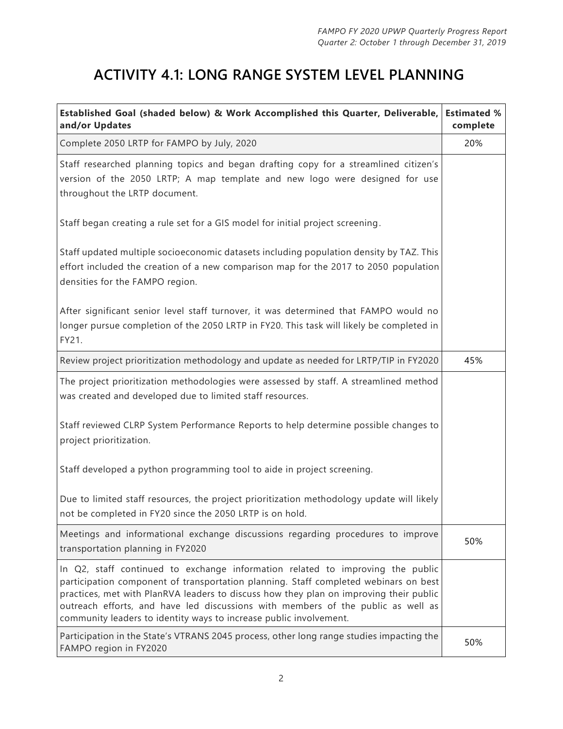# ACTIVITY 4.1: LONG RANGE SYSTEM LEVEL PLANNING

| Established Goal (shaded below) & Work Accomplished this Quarter, Deliverable, and/or Updates | Estimated % complete |
|---|---|
| Complete 2050 LRTP for FAMPO by July, 2020 | 20% |
| Staff researched planning topics and began drafting copy for a streamlined citizen's version of the 2050 LRTP; A map template and new logo were designed for use throughout the LRTP document.<br><br>Staff began creating a rule set for a GIS model for initial project screening.<br><br>Staff updated multiple socioeconomic datasets including population density by TAZ. This effort included the creation of a new comparison map for the 2017 to 2050 population densities for the FAMPO region.<br><br>After significant senior level staff turnover, it was determined that FAMPO would no longer pursue completion of the 2050 LRTP in FY20. This task will likely be completed in FY21. | |
| Review project prioritization methodology and update as needed for LRTP/TIP in FY2020 | 45% |
| The project prioritization methodologies were assessed by staff. A streamlined method was created and developed due to limited staff resources.<br><br>Staff reviewed CLRP System Performance Reports to help determine possible changes to project prioritization.<br><br>Staff developed a python programming tool to aide in project screening.<br><br>Due to limited staff resources, the project prioritization methodology update will likely not be completed in FY20 since the 2050 LRTP is on hold. | |
| Meetings and informational exchange discussions regarding procedures to improve transportation planning in FY2020 | 50% |
| In Q2, staff continued to exchange information related to improving the public participation component of transportation planning. Staff completed webinars on best practices, met with PlanRVA leaders to discuss how they plan on improving their public outreach efforts, and have led discussions with members of the public as well as community leaders to identity ways to increase public involvement. | |
| Participation in the State's VTRANS 2045 process, other long range studies impacting the FAMPO region in FY2020 | 50% |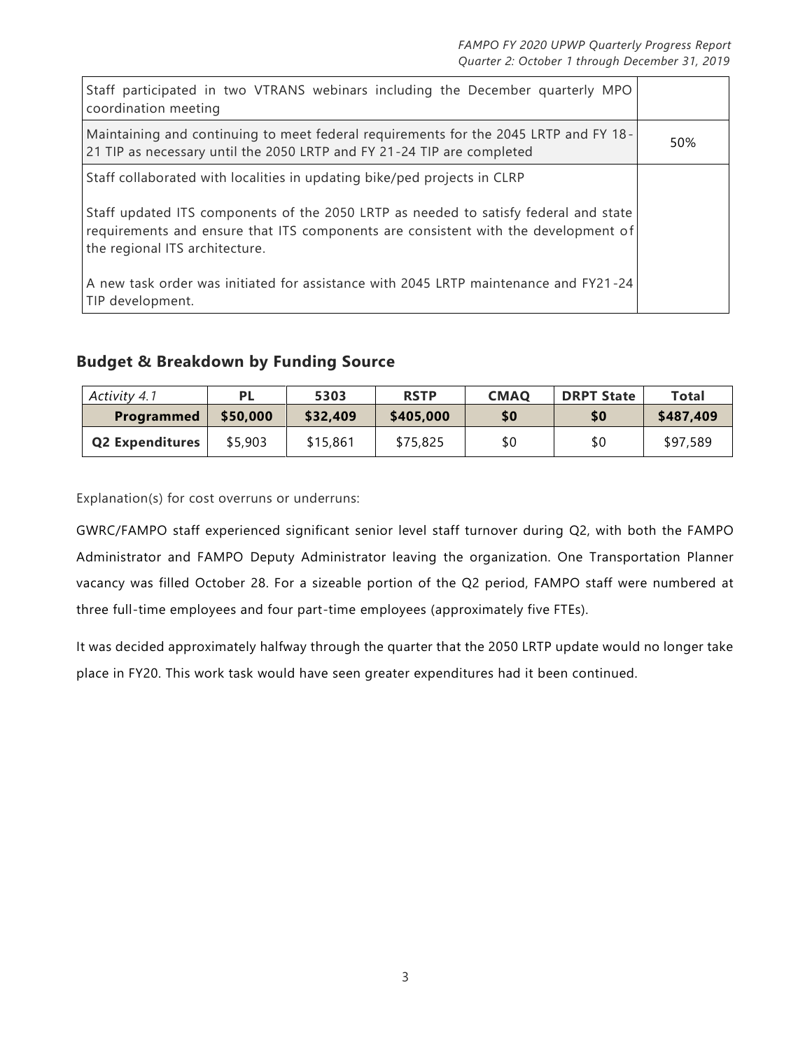| | |
|---|---|
| Staff participated in two VTRANS webinars including the December quarterly MPO coordination meeting | |
| Maintaining and continuing to meet federal requirements for the 2045 LRTP and FY 18-21 TIP as necessary until the 2050 LRTP and FY 21-24 TIP are completed | 50% |
| Staff collaborated with localities in updating bike/ped projects in CLRP<br><br>Staff updated ITS components of the 2050 LRTP as needed to satisfy federal and state requirements and ensure that ITS components are consistent with the development of the regional ITS architecture.<br><br>A new task order was initiated for assistance with 2045 LRTP maintenance and FY21-24 TIP development. | |

## Budget & Breakdown by Funding Source

| *Activity 4.1* | PL | 5303 | RSTP | CMAQ | DRPT State | Total |
|---|---|---|---|---|---|---|
| **Programmed** | **$50,000** | **$32,409** | **$405,000** | **$0** | **$0** | **$487,409** |
| **Q2 Expenditures** | $5,903 | $15,861 | $75,825 | $0 | $0 | $97,589 |

Explanation(s) for cost overruns or underruns:

GWRC/FAMPO staff experienced significant senior level staff turnover during Q2, with both the FAMPO Administrator and FAMPO Deputy Administrator leaving the organization. One Transportation Planner vacancy was filled October 28. For a sizeable portion of the Q2 period, FAMPO staff were numbered at three full-time employees and four part-time employees (approximately five FTEs).

It was decided approximately halfway through the quarter that the 2050 LRTP update would no longer take place in FY20. This work task would have seen greater expenditures had it been continued.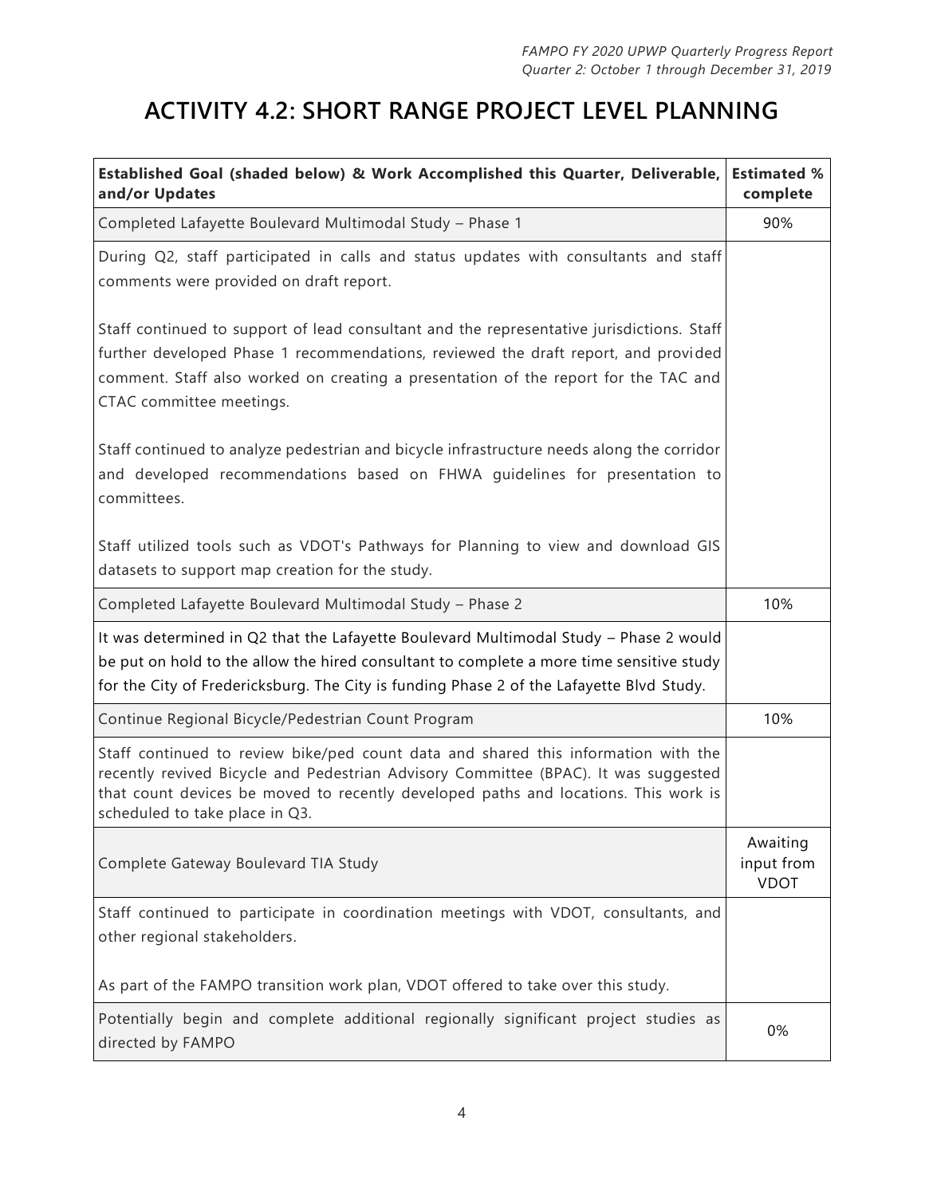# ACTIVITY 4.2: SHORT RANGE PROJECT LEVEL PLANNING

| Established Goal (shaded below) & Work Accomplished this Quarter, Deliverable, and/or Updates | Estimated % complete |
|---|---|
| Completed Lafayette Boulevard Multimodal Study – Phase 1 | 90% |
| During Q2, staff participated in calls and status updates with consultants and staff comments were provided on draft report.<br><br>Staff continued to support of lead consultant and the representative jurisdictions. Staff further developed Phase 1 recommendations, reviewed the draft report, and provided comment. Staff also worked on creating a presentation of the report for the TAC and CTAC committee meetings.<br><br>Staff continued to analyze pedestrian and bicycle infrastructure needs along the corridor and developed recommendations based on FHWA guidelines for presentation to committees.<br><br>Staff utilized tools such as VDOT's Pathways for Planning to view and download GIS datasets to support map creation for the study. | |
| Completed Lafayette Boulevard Multimodal Study – Phase 2 | 10% |
| It was determined in Q2 that the Lafayette Boulevard Multimodal Study – Phase 2 would be put on hold to the allow the hired consultant to complete a more time sensitive study for the City of Fredericksburg. The City is funding Phase 2 of the Lafayette Blvd Study. | |
| Continue Regional Bicycle/Pedestrian Count Program | 10% |
| Staff continued to review bike/ped count data and shared this information with the recently revived Bicycle and Pedestrian Advisory Committee (BPAC). It was suggested that count devices be moved to recently developed paths and locations. This work is scheduled to take place in Q3. | |
| Complete Gateway Boulevard TIA Study | Awaiting input from VDOT |
| Staff continued to participate in coordination meetings with VDOT, consultants, and other regional stakeholders.<br><br>As part of the FAMPO transition work plan, VDOT offered to take over this study. | |
| Potentially begin and complete additional regionally significant project studies as directed by FAMPO | 0% |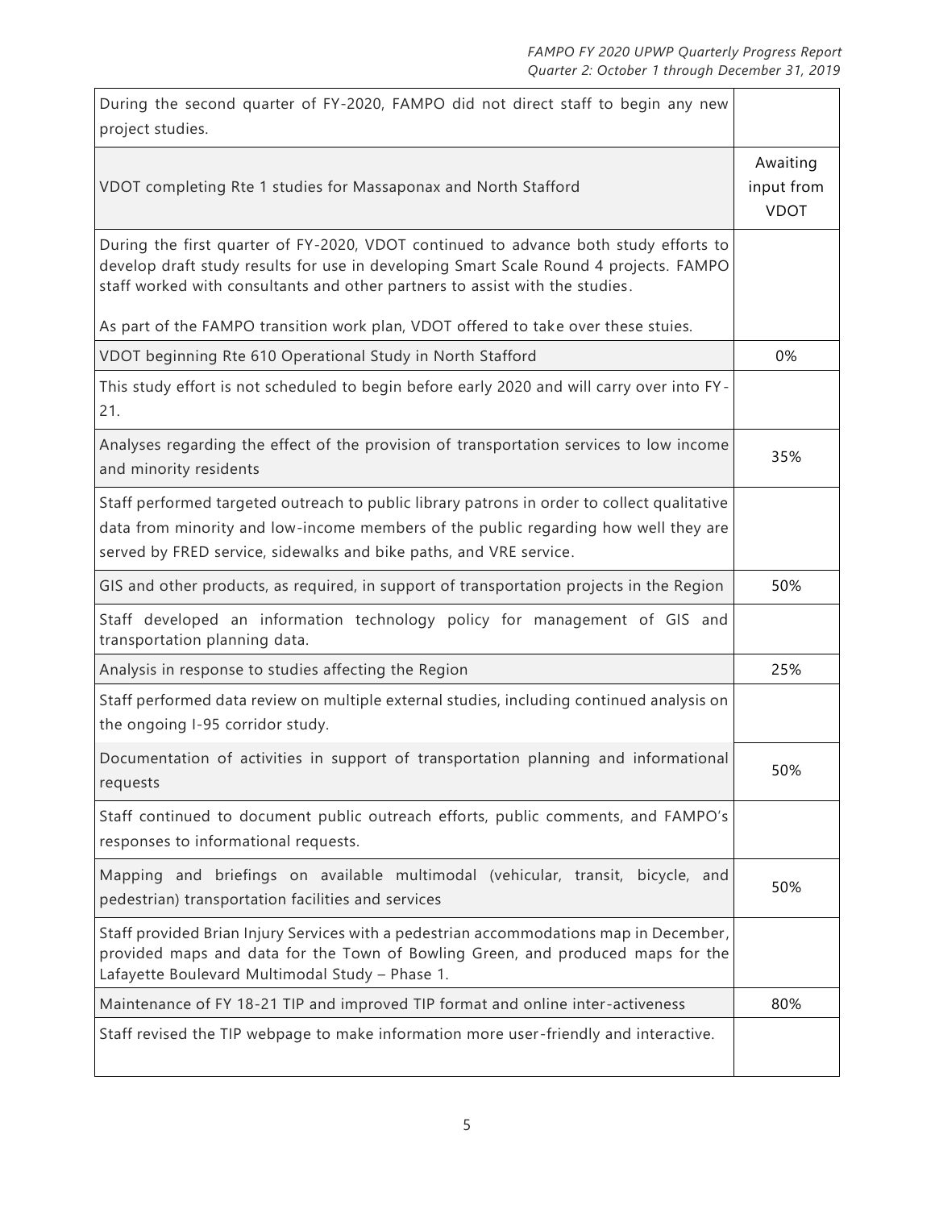| | |
|---|---|
| During the second quarter of FY-2020, FAMPO did not direct staff to begin any new project studies. | |
| VDOT completing Rte 1 studies for Massaponax and North Stafford | Awaiting input from VDOT |
| During the first quarter of FY-2020, VDOT continued to advance both study efforts to develop draft study results for use in developing Smart Scale Round 4 projects. FAMPO staff worked with consultants and other partners to assist with the studies.<br><br>As part of the FAMPO transition work plan, VDOT offered to take over these stuies. | |
| VDOT beginning Rte 610 Operational Study in North Stafford | 0% |
| This study effort is not scheduled to begin before early 2020 and will carry over into FY-21. | |
| Analyses regarding the effect of the provision of transportation services to low income and minority residents | 35% |
| Staff performed targeted outreach to public library patrons in order to collect qualitative data from minority and low-income members of the public regarding how well they are served by FRED service, sidewalks and bike paths, and VRE service. | |
| GIS and other products, as required, in support of transportation projects in the Region | 50% |
| Staff developed an information technology policy for management of GIS and transportation planning data. | |
| Analysis in response to studies affecting the Region | 25% |
| Staff performed data review on multiple external studies, including continued analysis on the ongoing I-95 corridor study. | |
| Documentation of activities in support of transportation planning and informational requests | 50% |
| Staff continued to document public outreach efforts, public comments, and FAMPO's responses to informational requests. | |
| Mapping and briefings on available multimodal (vehicular, transit, bicycle, and pedestrian) transportation facilities and services | 50% |
| Staff provided Brian Injury Services with a pedestrian accommodations map in December, provided maps and data for the Town of Bowling Green, and produced maps for the Lafayette Boulevard Multimodal Study – Phase 1. | |
| Maintenance of FY 18-21 TIP and improved TIP format and online inter-activeness | 80% |
| Staff revised the TIP webpage to make information more user-friendly and interactive. | |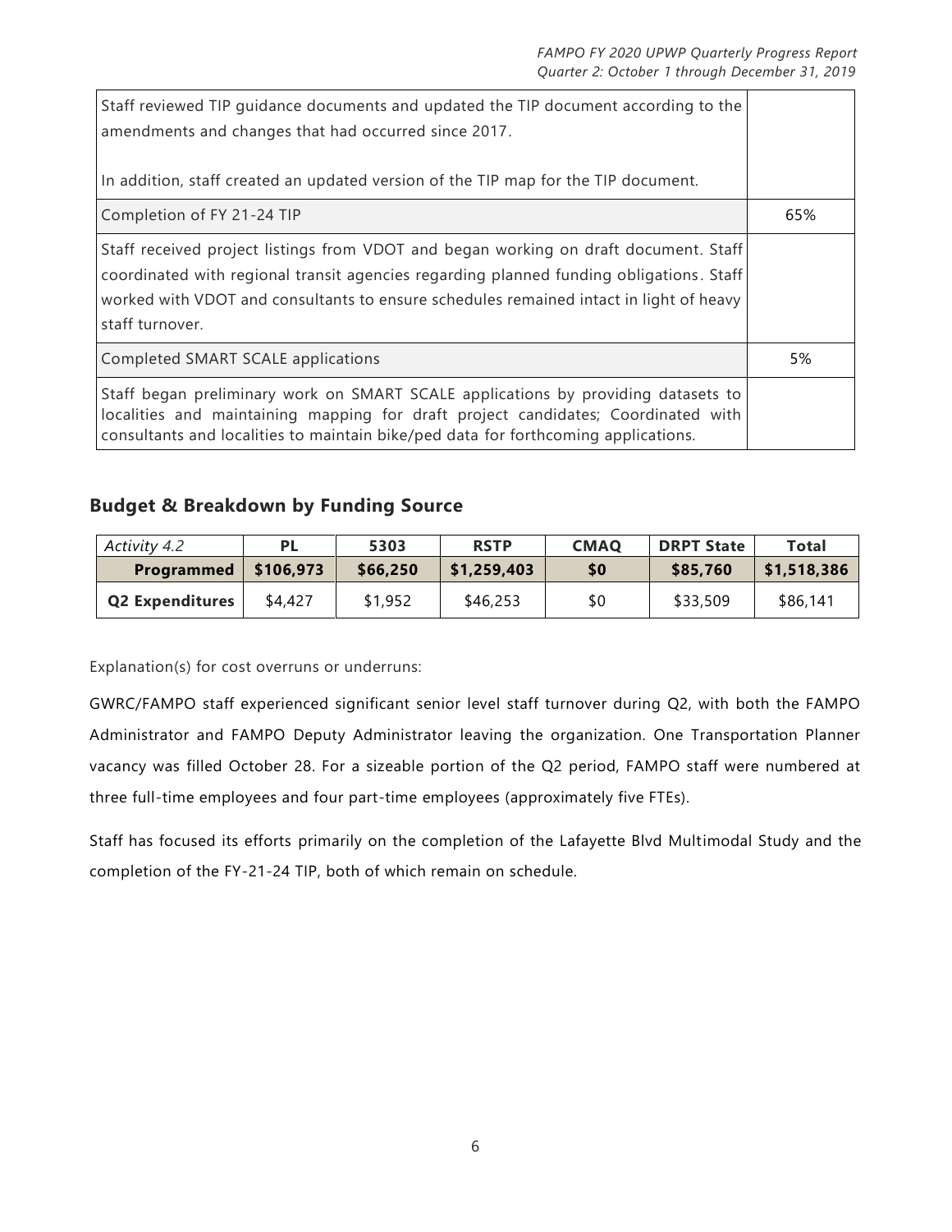| | |
|---|---|
| Staff reviewed TIP guidance documents and updated the TIP document according to the amendments and changes that had occurred since 2017.<br><br>In addition, staff created an updated version of the TIP map for the TIP document. | |
| Completion of FY 21-24 TIP | 65% |
| Staff received project listings from VDOT and began working on draft document. Staff coordinated with regional transit agencies regarding planned funding obligations. Staff worked with VDOT and consultants to ensure schedules remained intact in light of heavy staff turnover. | |
| Completed SMART SCALE applications | 5% |
| Staff began preliminary work on SMART SCALE applications by providing datasets to localities and maintaining mapping for draft project candidates; Coordinated with consultants and localities to maintain bike/ped data for forthcoming applications. | |

## Budget & Breakdown by Funding Source

| *Activity 4.2* | PL | 5303 | RSTP | CMAQ | DRPT State | Total |
|---|---|---|---|---|---|---|
| **Programmed** | **$106,973** | **$66,250** | **$1,259,403** | **$0** | **$85,760** | **$1,518,386** |
| **Q2 Expenditures** | $4,427 | $1,952 | $46,253 | $0 | $33,509 | $86,141 |

Explanation(s) for cost overruns or underruns:

GWRC/FAMPO staff experienced significant senior level staff turnover during Q2, with both the FAMPO Administrator and FAMPO Deputy Administrator leaving the organization. One Transportation Planner vacancy was filled October 28. For a sizeable portion of the Q2 period, FAMPO staff were numbered at three full-time employees and four part-time employees (approximately five FTEs).

Staff has focused its efforts primarily on the completion of the Lafayette Blvd Multimodal Study and the completion of the FY-21-24 TIP, both of which remain on schedule.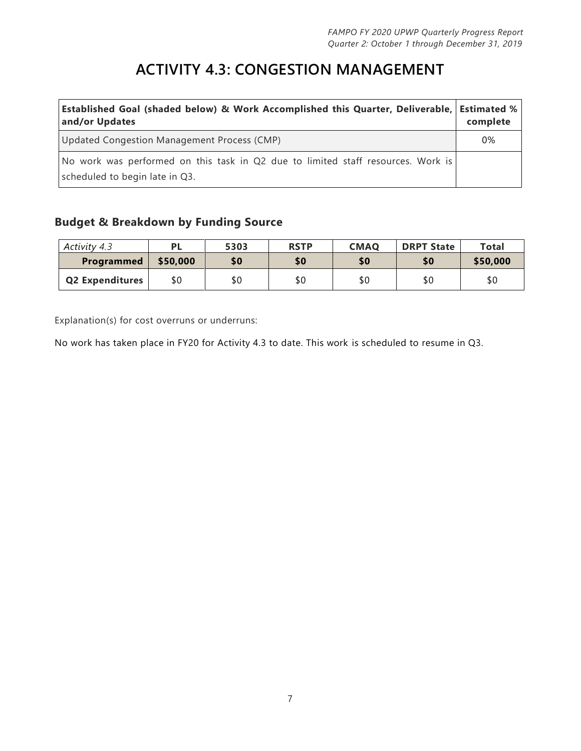# ACTIVITY 4.3: CONGESTION MANAGEMENT

| Established Goal (shaded below) & Work Accomplished this Quarter, Deliverable, and/or Updates | Estimated % complete |
|---|---|
| Updated Congestion Management Process (CMP) | 0% |
| No work was performed on this task in Q2 due to limited staff resources. Work is scheduled to begin late in Q3. | |

## Budget & Breakdown by Funding Source

| *Activity 4.3* | PL | 5303 | RSTP | CMAQ | DRPT State | Total |
|---|---|---|---|---|---|---|
| **Programmed** | **$50,000** | **$0** | **$0** | **$0** | **$0** | **$50,000** |
| **Q2 Expenditures** | $0 | $0 | $0 | $0 | $0 | $0 |

Explanation(s) for cost overruns or underruns:

No work has taken place in FY20 for Activity 4.3 to date. This work is scheduled to resume in Q3.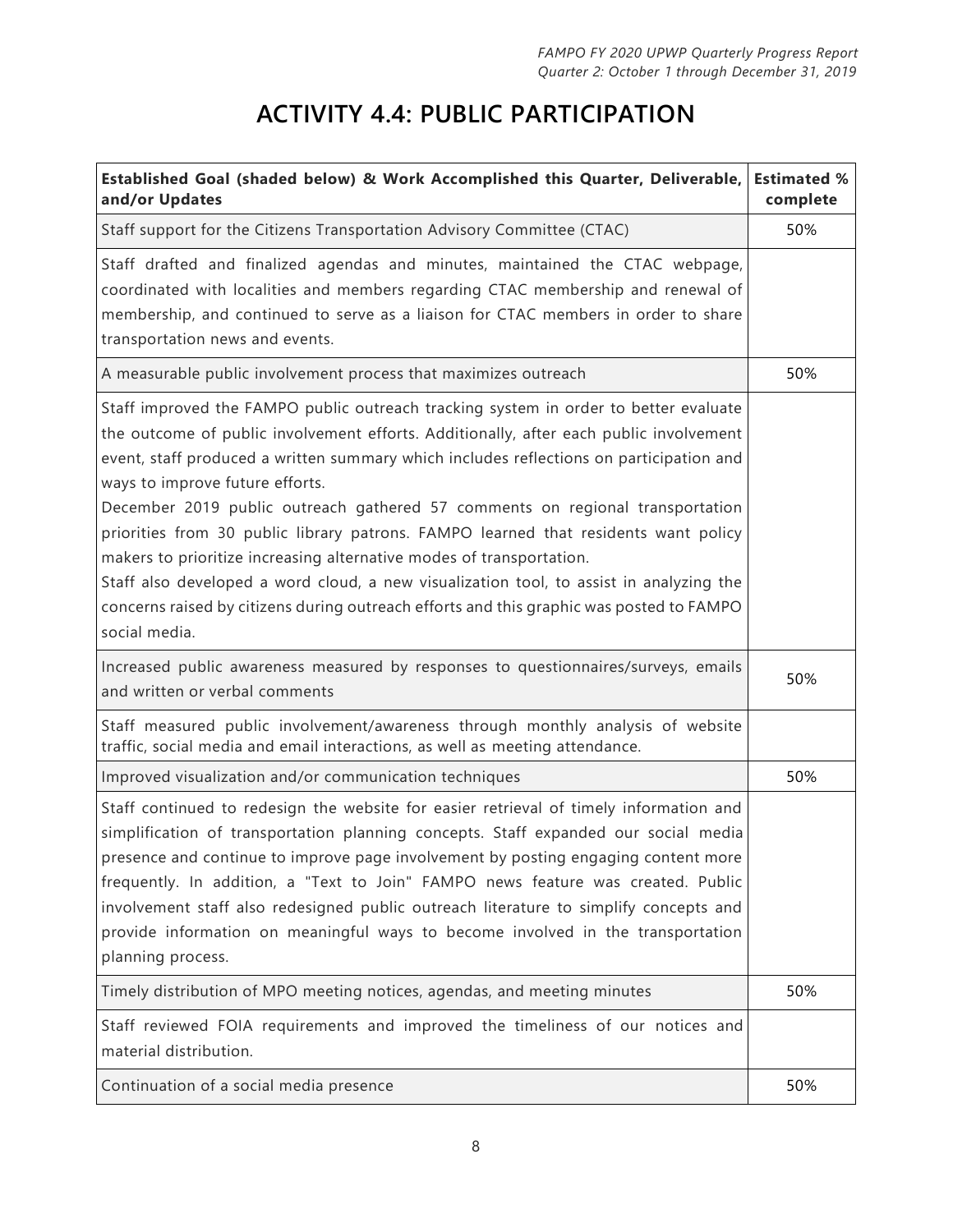# ACTIVITY 4.4: PUBLIC PARTICIPATION

| Established Goal (shaded below) & Work Accomplished this Quarter, Deliverable, and/or Updates | Estimated % complete |
|---|---|
| Staff support for the Citizens Transportation Advisory Committee (CTAC) | 50% |
| Staff drafted and finalized agendas and minutes, maintained the CTAC webpage, coordinated with localities and members regarding CTAC membership and renewal of membership, and continued to serve as a liaison for CTAC members in order to share transportation news and events. | |
| A measurable public involvement process that maximizes outreach | 50% |
| Staff improved the FAMPO public outreach tracking system in order to better evaluate the outcome of public involvement efforts. Additionally, after each public involvement event, staff produced a written summary which includes reflections on participation and ways to improve future efforts.<br>December 2019 public outreach gathered 57 comments on regional transportation priorities from 30 public library patrons. FAMPO learned that residents want policy makers to prioritize increasing alternative modes of transportation.<br>Staff also developed a word cloud, a new visualization tool, to assist in analyzing the concerns raised by citizens during outreach efforts and this graphic was posted to FAMPO social media. | |
| Increased public awareness measured by responses to questionnaires/surveys, emails and written or verbal comments | 50% |
| Staff measured public involvement/awareness through monthly analysis of website traffic, social media and email interactions, as well as meeting attendance. | |
| Improved visualization and/or communication techniques | 50% |
| Staff continued to redesign the website for easier retrieval of timely information and simplification of transportation planning concepts. Staff expanded our social media presence and continue to improve page involvement by posting engaging content more frequently. In addition, a "Text to Join" FAMPO news feature was created. Public involvement staff also redesigned public outreach literature to simplify concepts and provide information on meaningful ways to become involved in the transportation planning process. | |
| Timely distribution of MPO meeting notices, agendas, and meeting minutes | 50% |
| Staff reviewed FOIA requirements and improved the timeliness of our notices and material distribution. | |
| Continuation of a social media presence | 50% |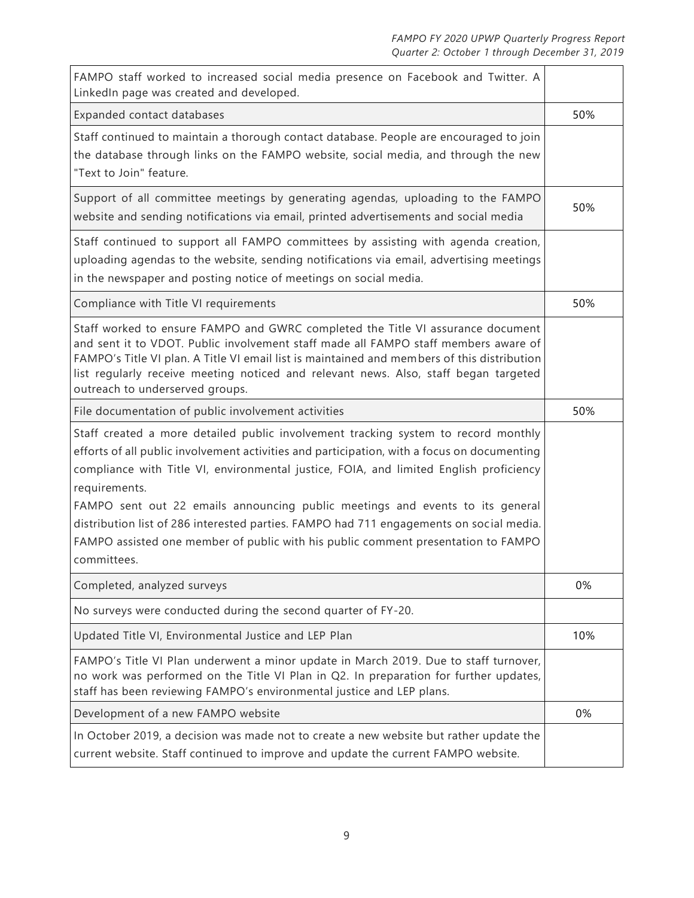| | |
|---|---|
| FAMPO staff worked to increased social media presence on Facebook and Twitter. A LinkedIn page was created and developed. | |
| Expanded contact databases | 50% |
| Staff continued to maintain a thorough contact database. People are encouraged to join the database through links on the FAMPO website, social media, and through the new "Text to Join" feature. | |
| Support of all committee meetings by generating agendas, uploading to the FAMPO website and sending notifications via email, printed advertisements and social media | 50% |
| Staff continued to support all FAMPO committees by assisting with agenda creation, uploading agendas to the website, sending notifications via email, advertising meetings in the newspaper and posting notice of meetings on social media. | |
| Compliance with Title VI requirements | 50% |
| Staff worked to ensure FAMPO and GWRC completed the Title VI assurance document and sent it to VDOT. Public involvement staff made all FAMPO staff members aware of FAMPO's Title VI plan. A Title VI email list is maintained and members of this distribution list regularly receive meeting noticed and relevant news. Also, staff began targeted outreach to underserved groups. | |
| File documentation of public involvement activities | 50% |
| Staff created a more detailed public involvement tracking system to record monthly efforts of all public involvement activities and participation, with a focus on documenting compliance with Title VI, environmental justice, FOIA, and limited English proficiency requirements.<br>FAMPO sent out 22 emails announcing public meetings and events to its general distribution list of 286 interested parties. FAMPO had 711 engagements on social media. FAMPO assisted one member of public with his public comment presentation to FAMPO committees. | |
| Completed, analyzed surveys | 0% |
| No surveys were conducted during the second quarter of FY-20. | |
| Updated Title VI, Environmental Justice and LEP Plan | 10% |
| FAMPO's Title VI Plan underwent a minor update in March 2019. Due to staff turnover, no work was performed on the Title VI Plan in Q2. In preparation for further updates, staff has been reviewing FAMPO's environmental justice and LEP plans. | |
| Development of a new FAMPO website | 0% |
| In October 2019, a decision was made not to create a new website but rather update the current website. Staff continued to improve and update the current FAMPO website. | |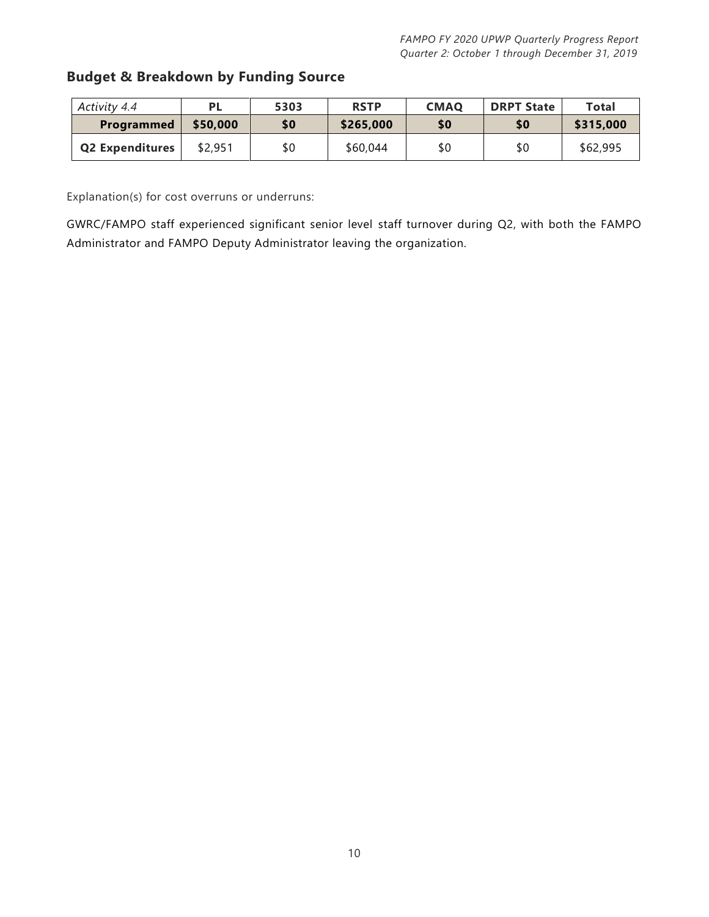## Budget & Breakdown by Funding Source

| *Activity 4.4* | PL | 5303 | RSTP | CMAQ | DRPT State | Total |
|---|---|---|---|---|---|---|
| **Programmed** | **$50,000** | **$0** | **$265,000** | **$0** | **$0** | **$315,000** |
| **Q2 Expenditures** | $2,951 | $0 | $60,044 | $0 | $0 | $62,995 |

Explanation(s) for cost overruns or underruns:

GWRC/FAMPO staff experienced significant senior level staff turnover during Q2, with both the FAMPO Administrator and FAMPO Deputy Administrator leaving the organization.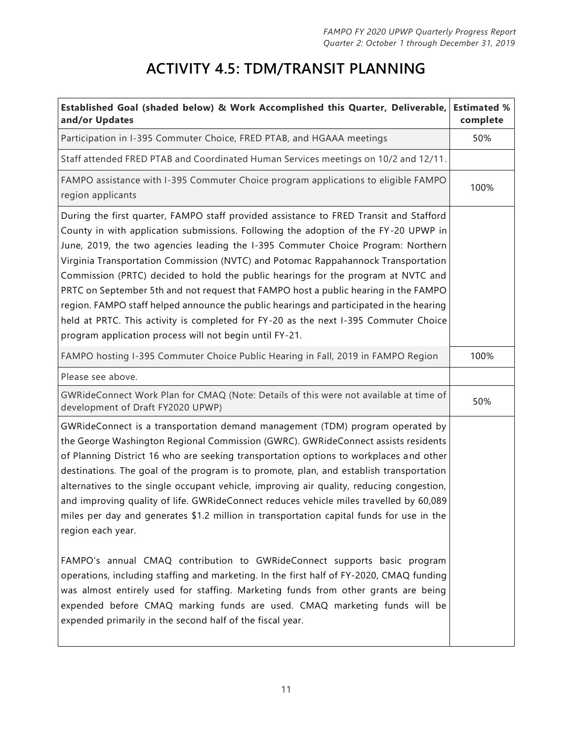# ACTIVITY 4.5: TDM/TRANSIT PLANNING

| Established Goal (shaded below) & Work Accomplished this Quarter, Deliverable, and/or Updates | Estimated % complete |
| --- | --- |
| Participation in I-395 Commuter Choice, FRED PTAB, and HGAAA meetings | 50% |
| Staff attended FRED PTAB and Coordinated Human Services meetings on 10/2 and 12/11. | |
| FAMPO assistance with I-395 Commuter Choice program applications to eligible FAMPO region applicants | 100% |
| During the first quarter, FAMPO staff provided assistance to FRED Transit and Stafford County in with application submissions. Following the adoption of the FY-20 UPWP in June, 2019, the two agencies leading the I-395 Commuter Choice Program: Northern Virginia Transportation Commission (NVTC) and Potomac Rappahannock Transportation Commission (PRTC) decided to hold the public hearings for the program at NVTC and PRTC on September 5th and not request that FAMPO host a public hearing in the FAMPO region. FAMPO staff helped announce the public hearings and participated in the hearing held at PRTC. This activity is completed for FY-20 as the next I-395 Commuter Choice program application process will not begin until FY-21. | |
| FAMPO hosting I-395 Commuter Choice Public Hearing in Fall, 2019 in FAMPO Region | 100% |
| Please see above. | |
| GWRideConnect Work Plan for CMAQ (Note: Details of this were not available at time of development of Draft FY2020 UPWP) | 50% |
| GWRideConnect is a transportation demand management (TDM) program operated by the George Washington Regional Commission (GWRC). GWRideConnect assists residents of Planning District 16 who are seeking transportation options to workplaces and other destinations. The goal of the program is to promote, plan, and establish transportation alternatives to the single occupant vehicle, improving air quality, reducing congestion, and improving quality of life. GWRideConnect reduces vehicle miles travelled by 60,089 miles per day and generates $1.2 million in transportation capital funds for use in the region each year.<br><br>FAMPO's annual CMAQ contribution to GWRideConnect supports basic program operations, including staffing and marketing. In the first half of FY-2020, CMAQ funding was almost entirely used for staffing. Marketing funds from other grants are being expended before CMAQ marking funds are used. CMAQ marketing funds will be expended primarily in the second half of the fiscal year. | |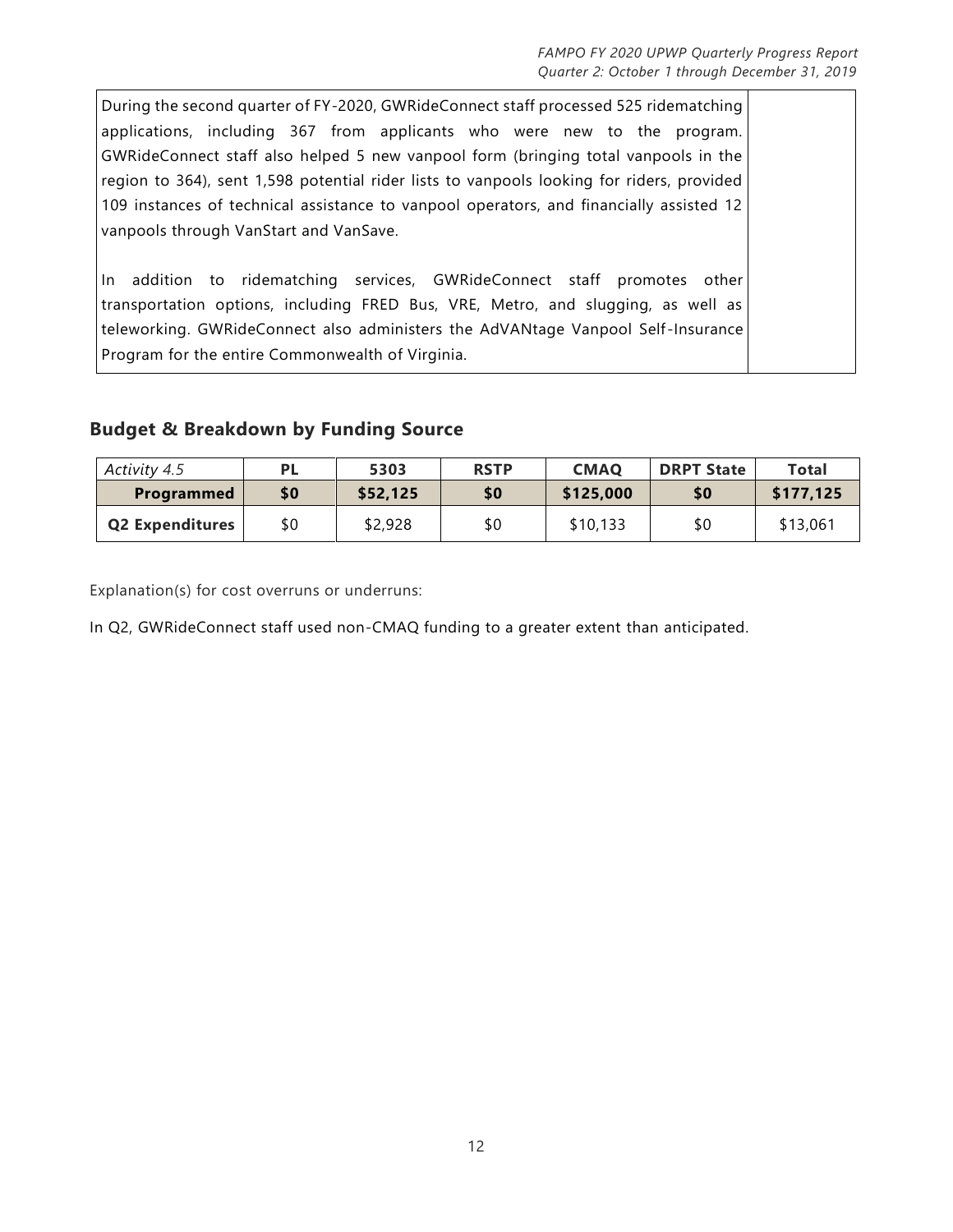During the second quarter of FY-2020, GWRideConnect staff processed 525 ridematching applications, including 367 from applicants who were new to the program. GWRideConnect staff also helped 5 new vanpool form (bringing total vanpools in the region to 364), sent 1,598 potential rider lists to vanpools looking for riders, provided 109 instances of technical assistance to vanpool operators, and financially assisted 12 vanpools through VanStart and VanSave.

In addition to ridematching services, GWRideConnect staff promotes other transportation options, including FRED Bus, VRE, Metro, and slugging, as well as teleworking. GWRideConnect also administers the AdVANtage Vanpool Self-Insurance Program for the entire Commonwealth of Virginia.

## Budget & Breakdown by Funding Source

| *Activity 4.5* | PL | 5303 | RSTP | CMAQ | DRPT State | Total |
|---|---|---|---|---|---|---|
| **Programmed** | **$0** | **$52,125** | **$0** | **$125,000** | **$0** | **$177,125** |
| **Q2 Expenditures** | $0 | $2,928 | $0 | $10,133 | $0 | $13,061 |

Explanation(s) for cost overruns or underruns:

In Q2, GWRideConnect staff used non-CMAQ funding to a greater extent than anticipated.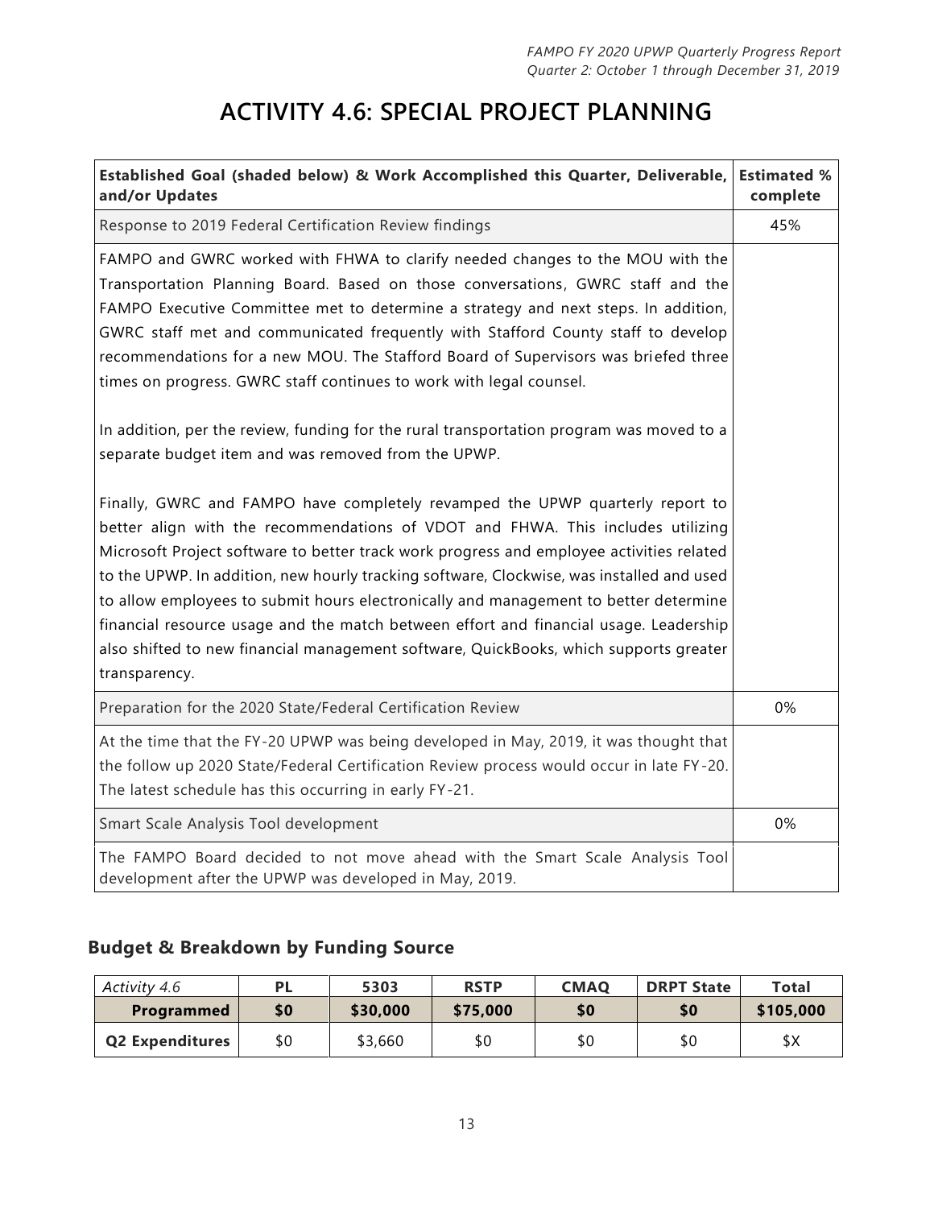# ACTIVITY 4.6: SPECIAL PROJECT PLANNING

| Established Goal (shaded below) & Work Accomplished this Quarter, Deliverable, and/or Updates | Estimated % complete |
|---|---|
| Response to 2019 Federal Certification Review findings | 45% |
| FAMPO and GWRC worked with FHWA to clarify needed changes to the MOU with the Transportation Planning Board. Based on those conversations, GWRC staff and the FAMPO Executive Committee met to determine a strategy and next steps. In addition, GWRC staff met and communicated frequently with Stafford County staff to develop recommendations for a new MOU. The Stafford Board of Supervisors was briefed three times on progress. GWRC staff continues to work with legal counsel.<br><br>In addition, per the review, funding for the rural transportation program was moved to a separate budget item and was removed from the UPWP.<br><br>Finally, GWRC and FAMPO have completely revamped the UPWP quarterly report to better align with the recommendations of VDOT and FHWA. This includes utilizing Microsoft Project software to better track work progress and employee activities related to the UPWP. In addition, new hourly tracking software, Clockwise, was installed and used to allow employees to submit hours electronically and management to better determine financial resource usage and the match between effort and financial usage. Leadership also shifted to new financial management software, QuickBooks, which supports greater transparency. | |
| Preparation for the 2020 State/Federal Certification Review | 0% |
| At the time that the FY-20 UPWP was being developed in May, 2019, it was thought that the follow up 2020 State/Federal Certification Review process would occur in late FY-20. The latest schedule has this occurring in early FY-21. | |
| Smart Scale Analysis Tool development | 0% |
| The FAMPO Board decided to not move ahead with the Smart Scale Analysis Tool development after the UPWP was developed in May, 2019. | |

## Budget & Breakdown by Funding Source

| *Activity 4.6* | PL | 5303 | RSTP | CMAQ | DRPT State | Total |
|---|---|---|---|---|---|---|
| **Programmed** | **$0** | **$30,000** | **$75,000** | **$0** | **$0** | **$105,000** |
| **Q2 Expenditures** | $0 | $3,660 | $0 | $0 | $0 | $X |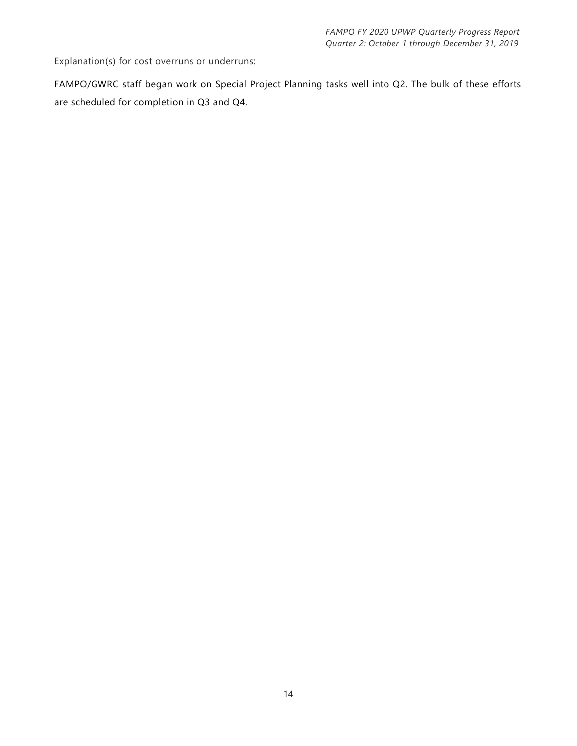Explanation(s) for cost overruns or underruns:

FAMPO/GWRC staff began work on Special Project Planning tasks well into Q2. The bulk of these efforts are scheduled for completion in Q3 and Q4.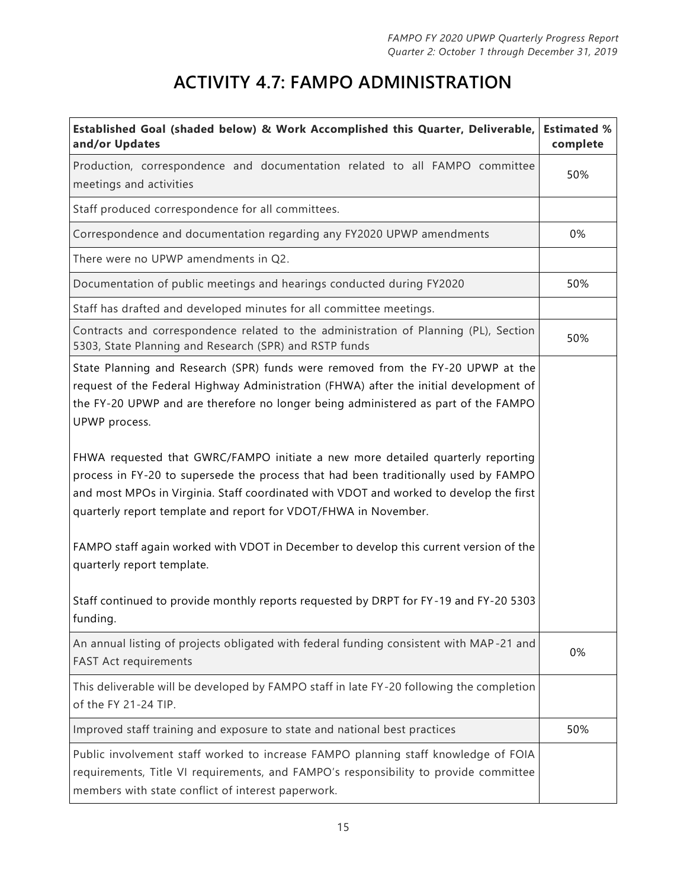# ACTIVITY 4.7: FAMPO ADMINISTRATION

| Established Goal (shaded below) & Work Accomplished this Quarter, Deliverable, and/or Updates | Estimated % complete |
|---|---|
| Production, correspondence and documentation related to all FAMPO committee meetings and activities | 50% |
| Staff produced correspondence for all committees. | |
| Correspondence and documentation regarding any FY2020 UPWP amendments | 0% |
| There were no UPWP amendments in Q2. | |
| Documentation of public meetings and hearings conducted during FY2020 | 50% |
| Staff has drafted and developed minutes for all committee meetings. | |
| Contracts and correspondence related to the administration of Planning (PL), Section 5303, State Planning and Research (SPR) and RSTP funds | 50% |
| State Planning and Research (SPR) funds were removed from the FY-20 UPWP at the request of the Federal Highway Administration (FHWA) after the initial development of the FY-20 UPWP and are therefore no longer being administered as part of the FAMPO UPWP process.<br><br>FHWA requested that GWRC/FAMPO initiate a new more detailed quarterly reporting process in FY-20 to supersede the process that had been traditionally used by FAMPO and most MPOs in Virginia. Staff coordinated with VDOT and worked to develop the first quarterly report template and report for VDOT/FHWA in November.<br><br>FAMPO staff again worked with VDOT in December to develop this current version of the quarterly report template.<br><br>Staff continued to provide monthly reports requested by DRPT for FY-19 and FY-20 5303 funding. | |
| An annual listing of projects obligated with federal funding consistent with MAP-21 and FAST Act requirements | 0% |
| This deliverable will be developed by FAMPO staff in late FY-20 following the completion of the FY 21-24 TIP. | |
| Improved staff training and exposure to state and national best practices | 50% |
| Public involvement staff worked to increase FAMPO planning staff knowledge of FOIA requirements, Title VI requirements, and FAMPO's responsibility to provide committee members with state conflict of interest paperwork. | |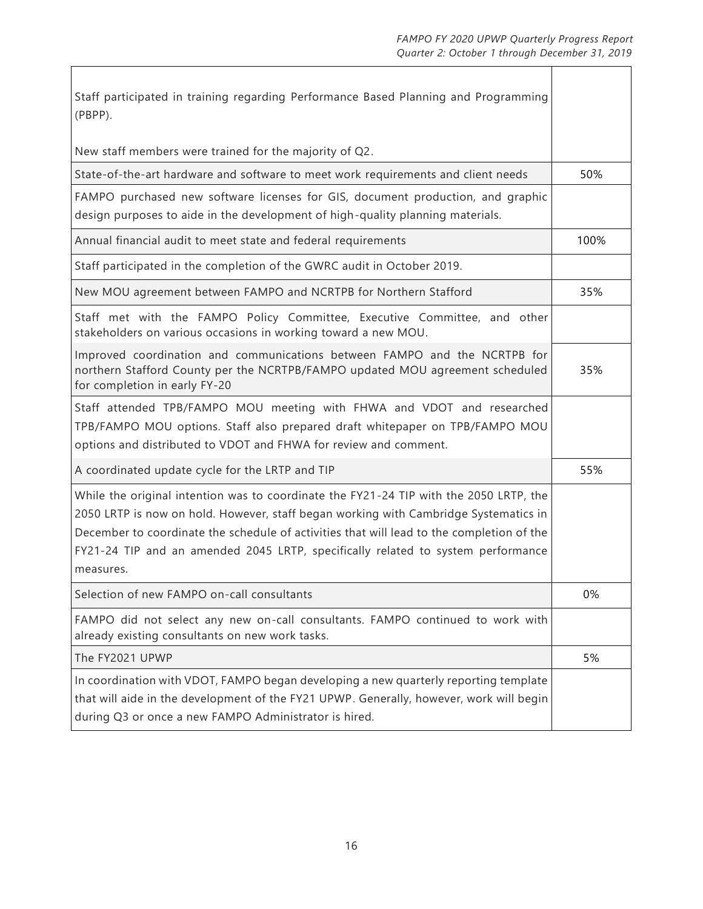| | |
|---|---|
| Staff participated in training regarding Performance Based Planning and Programming (PBPP).<br><br>New staff members were trained for the majority of Q2. | |
| State-of-the-art hardware and software to meet work requirements and client needs | 50% |
| FAMPO purchased new software licenses for GIS, document production, and graphic design purposes to aide in the development of high-quality planning materials. | |
| Annual financial audit to meet state and federal requirements | 100% |
| Staff participated in the completion of the GWRC audit in October 2019. | |
| New MOU agreement between FAMPO and NCRTPB for Northern Stafford | 35% |
| Staff met with the FAMPO Policy Committee, Executive Committee, and other stakeholders on various occasions in working toward a new MOU. | |
| Improved coordination and communications between FAMPO and the NCRTPB for northern Stafford County per the NCRTPB/FAMPO updated MOU agreement scheduled for completion in early FY-20 | 35% |
| Staff attended TPB/FAMPO MOU meeting with FHWA and VDOT and researched TPB/FAMPO MOU options. Staff also prepared draft whitepaper on TPB/FAMPO MOU options and distributed to VDOT and FHWA for review and comment. | |
| A coordinated update cycle for the LRTP and TIP | 55% |
| While the original intention was to coordinate the FY21-24 TIP with the 2050 LRTP, the 2050 LRTP is now on hold. However, staff began working with Cambridge Systematics in December to coordinate the schedule of activities that will lead to the completion of the FY21-24 TIP and an amended 2045 LRTP, specifically related to system performance measures. | |
| Selection of new FAMPO on-call consultants | 0% |
| FAMPO did not select any new on-call consultants. FAMPO continued to work with already existing consultants on new work tasks. | |
| The FY2021 UPWP | 5% |
| In coordination with VDOT, FAMPO began developing a new quarterly reporting template that will aide in the development of the FY21 UPWP. Generally, however, work will begin during Q3 or once a new FAMPO Administrator is hired. | |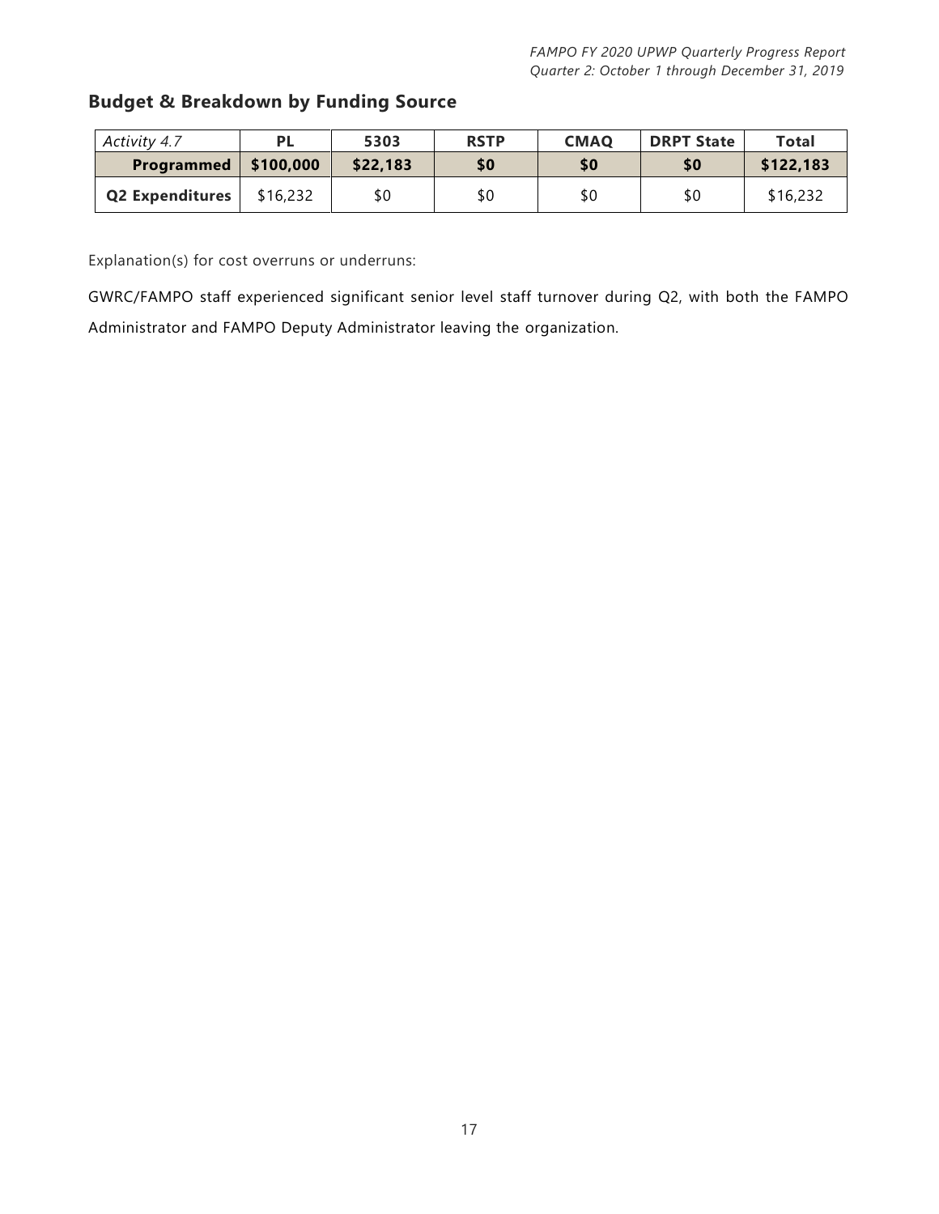## Budget & Breakdown by Funding Source

| *Activity 4.7* | PL | 5303 | RSTP | CMAQ | DRPT State | Total |
|---|---|---|---|---|---|---|
| **Programmed** | **$100,000** | **$22,183** | **$0** | **$0** | **$0** | **$122,183** |
| **Q2 Expenditures** | $16,232 | $0 | $0 | $0 | $0 | $16,232 |

Explanation(s) for cost overruns or underruns:

GWRC/FAMPO staff experienced significant senior level staff turnover during Q2, with both the FAMPO Administrator and FAMPO Deputy Administrator leaving the organization.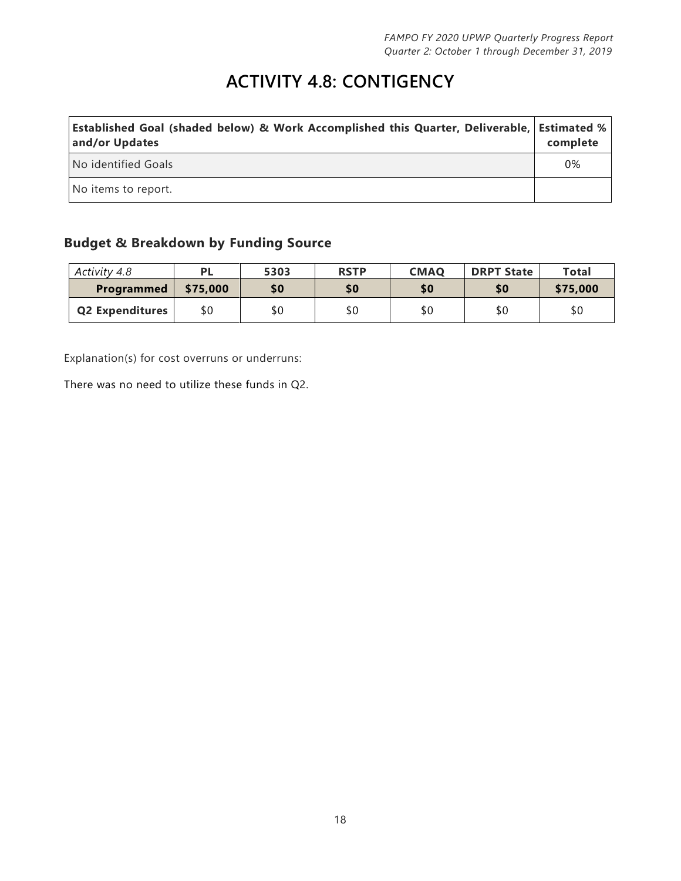# ACTIVITY 4.8: CONTIGENCY

| Established Goal (shaded below) & Work Accomplished this Quarter, Deliverable, and/or Updates | Estimated % complete |
| --- | --- |
| No identified Goals | 0% |
| No items to report. | |

## Budget & Breakdown by Funding Source

| *Activity 4.8* | PL | 5303 | RSTP | CMAQ | DRPT State | Total |
| --- | --- | --- | --- | --- | --- | --- |
| **Programmed** | **$75,000** | **$0** | **$0** | **$0** | **$0** | **$75,000** |
| **Q2 Expenditures** | $0 | $0 | $0 | $0 | $0 | $0 |

Explanation(s) for cost overruns or underruns:

There was no need to utilize these funds in Q2.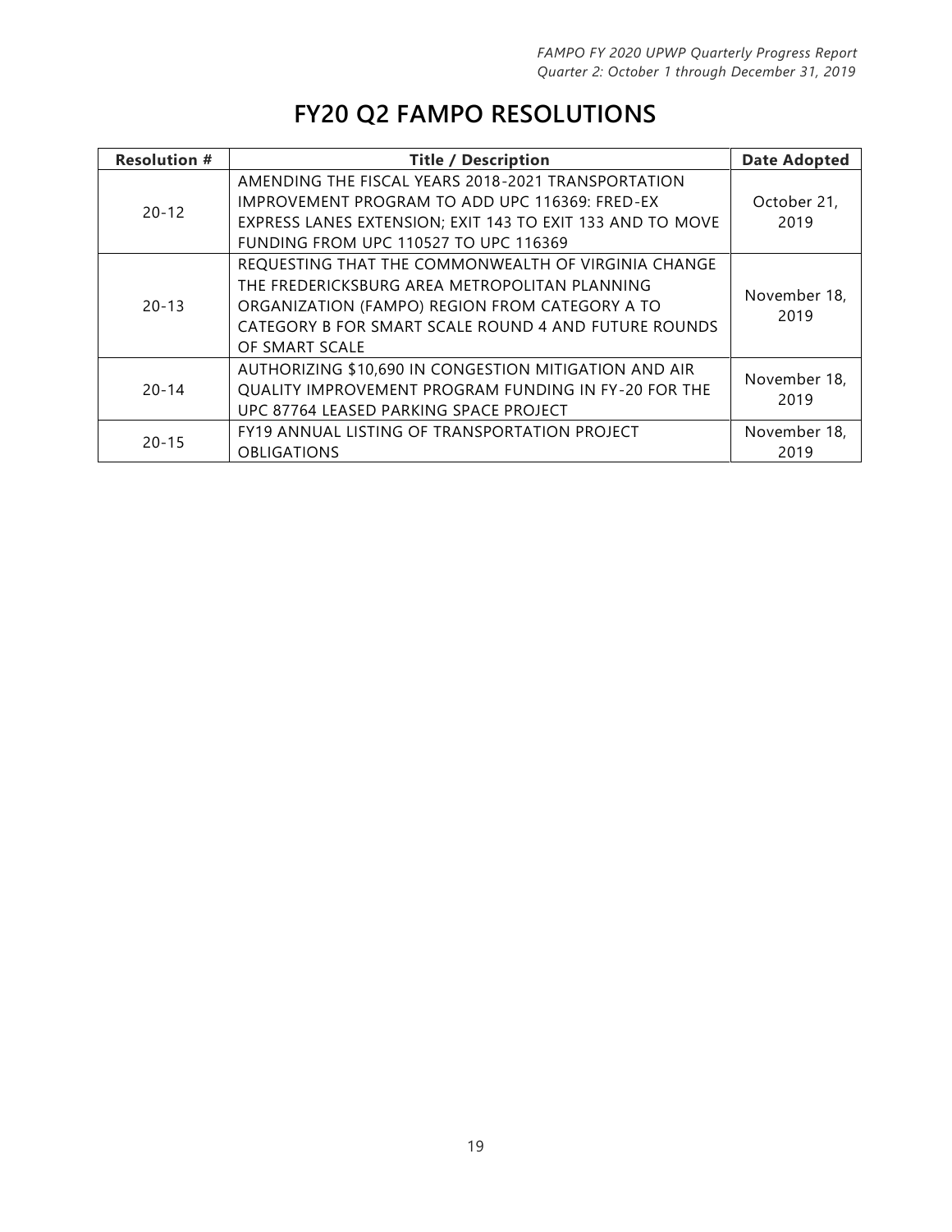# FY20 Q2 FAMPO RESOLUTIONS

| Resolution # | Title / Description | Date Adopted |
|---|---|---|
| 20-12 | AMENDING THE FISCAL YEARS 2018-2021 TRANSPORTATION IMPROVEMENT PROGRAM TO ADD UPC 116369: FRED-EX EXPRESS LANES EXTENSION; EXIT 143 TO EXIT 133 AND TO MOVE FUNDING FROM UPC 110527 TO UPC 116369 | October 21, 2019 |
| 20-13 | REQUESTING THAT THE COMMONWEALTH OF VIRGINIA CHANGE THE FREDERICKSBURG AREA METROPOLITAN PLANNING ORGANIZATION (FAMPO) REGION FROM CATEGORY A TO CATEGORY B FOR SMART SCALE ROUND 4 AND FUTURE ROUNDS OF SMART SCALE | November 18, 2019 |
| 20-14 | AUTHORIZING $10,690 IN CONGESTION MITIGATION AND AIR QUALITY IMPROVEMENT PROGRAM FUNDING IN FY-20 FOR THE UPC 87764 LEASED PARKING SPACE PROJECT | November 18, 2019 |
| 20-15 | FY19 ANNUAL LISTING OF TRANSPORTATION PROJECT OBLIGATIONS | November 18, 2019 |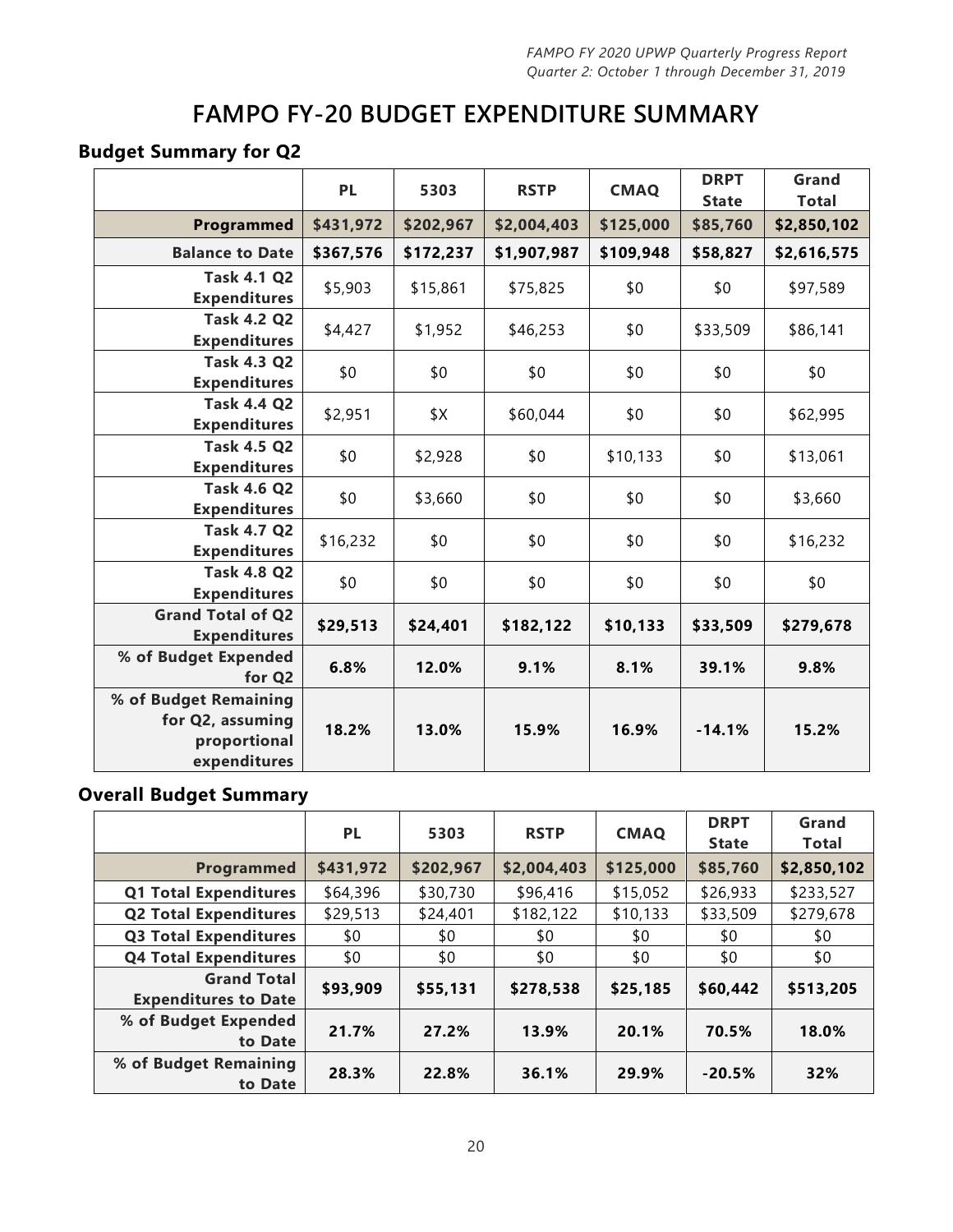# FAMPO FY-20 BUDGET EXPENDITURE SUMMARY

## Budget Summary for Q2

| | PL | 5303 | RSTP | CMAQ | DRPT State | Grand Total |
|---|---|---|---|---|---|---|
| **Programmed** | **$431,972** | **$202,967** | **$2,004,403** | **$125,000** | **$85,760** | **$2,850,102** |
| **Balance to Date** | **$367,576** | **$172,237** | **$1,907,987** | **$109,948** | **$58,827** | **$2,616,575** |
| **Task 4.1 Q2 Expenditures** | $5,903 | $15,861 | $75,825 | $0 | $0 | $97,589 |
| **Task 4.2 Q2 Expenditures** | $4,427 | $1,952 | $46,253 | $0 | $33,509 | $86,141 |
| **Task 4.3 Q2 Expenditures** | $0 | $0 | $0 | $0 | $0 | $0 |
| **Task 4.4 Q2 Expenditures** | $2,951 | $X | $60,044 | $0 | $0 | $62,995 |
| **Task 4.5 Q2 Expenditures** | $0 | $2,928 | $0 | $10,133 | $0 | $13,061 |
| **Task 4.6 Q2 Expenditures** | $0 | $3,660 | $0 | $0 | $0 | $3,660 |
| **Task 4.7 Q2 Expenditures** | $16,232 | $0 | $0 | $0 | $0 | $16,232 |
| **Task 4.8 Q2 Expenditures** | $0 | $0 | $0 | $0 | $0 | $0 |
| **Grand Total of Q2 Expenditures** | **$29,513** | **$24,401** | **$182,122** | **$10,133** | **$33,509** | **$279,678** |
| **% of Budget Expended for Q2** | **6.8%** | **12.0%** | **9.1%** | **8.1%** | **39.1%** | **9.8%** |
| **% of Budget Remaining for Q2, assuming proportional expenditures** | **18.2%** | **13.0%** | **15.9%** | **16.9%** | **-14.1%** | **15.2%** |

## Overall Budget Summary

| | PL | 5303 | RSTP | CMAQ | DRPT State | Grand Total |
|---|---|---|---|---|---|---|
| **Programmed** | **$431,972** | **$202,967** | **$2,004,403** | **$125,000** | **$85,760** | **$2,850,102** |
| **Q1 Total Expenditures** | $64,396 | $30,730 | $96,416 | $15,052 | $26,933 | $233,527 |
| **Q2 Total Expenditures** | $29,513 | $24,401 | $182,122 | $10,133 | $33,509 | $279,678 |
| **Q3 Total Expenditures** | $0 | $0 | $0 | $0 | $0 | $0 |
| **Q4 Total Expenditures** | $0 | $0 | $0 | $0 | $0 | $0 |
| **Grand Total Expenditures to Date** | **$93,909** | **$55,131** | **$278,538** | **$25,185** | **$60,442** | **$513,205** |
| **% of Budget Expended to Date** | **21.7%** | **27.2%** | **13.9%** | **20.1%** | **70.5%** | **18.0%** |
| **% of Budget Remaining to Date** | **28.3%** | **22.8%** | **36.1%** | **29.9%** | **-20.5%** | **32%** |